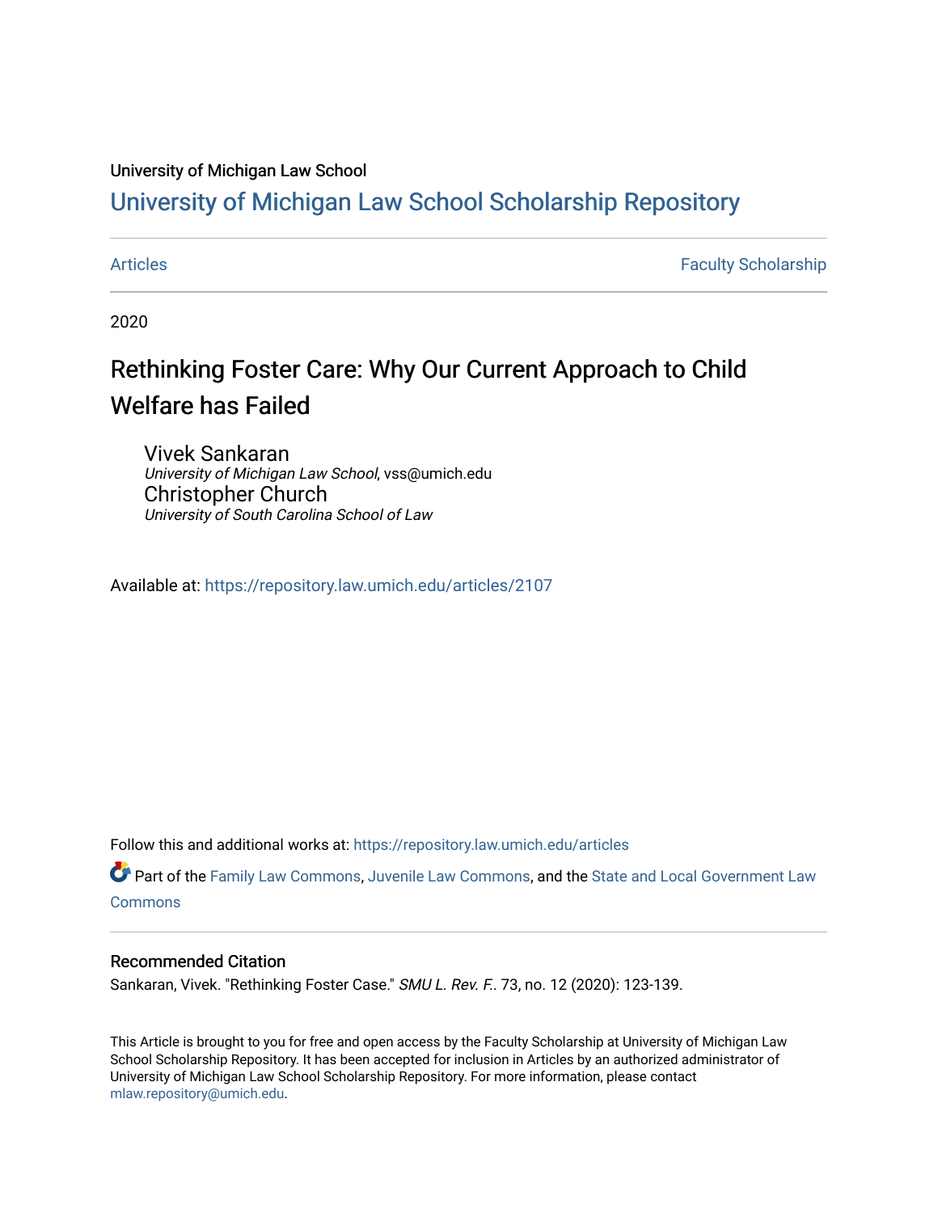University of Michigan Law School

# University of Michigan Law School Scholarship Repository

Articles | Faculty Scholarship

2020

## Rethinking Foster Care: Why Our Current Approach to Child Welfare has Failed

Vivek Sankaran
*University of Michigan Law School*, vss@umich.edu

Christopher Church
*University of South Carolina School of Law*

Available at: https://repository.law.umich.edu/articles/2107

Follow this and additional works at: https://repository.law.umich.edu/articles

Part of the Family Law Commons, Juvenile Law Commons, and the State and Local Government Law Commons

### Recommended Citation

Sankaran, Vivek. "Rethinking Foster Case." *SMU L. Rev. F.*. 73, no. 12 (2020): 123-139.

This Article is brought to you for free and open access by the Faculty Scholarship at University of Michigan Law School Scholarship Repository. It has been accepted for inclusion in Articles by an authorized administrator of University of Michigan Law School Scholarship Repository. For more information, please contact mlaw.repository@umich.edu.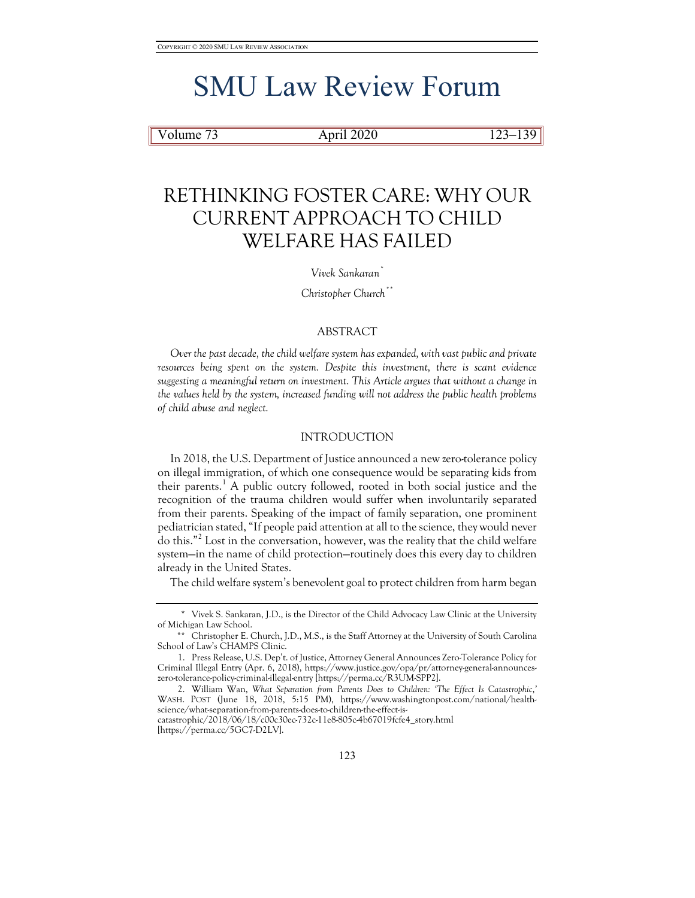COPYRIGHT © 2020 SMU LAW REVIEW ASSOCIATION

# SMU Law Review Forum

| Volume 73 | April 2020 | 123–139 |
|---|---|---|

## RETHINKING FOSTER CARE: WHY OUR CURRENT APPROACH TO CHILD WELFARE HAS FAILED

*Vivek Sankaran*[*]

*Christopher Church*[**]

### ABSTRACT

*Over the past decade, the child welfare system has expanded, with vast public and private resources being spent on the system. Despite this investment, there is scant evidence suggesting a meaningful return on investment. This Article argues that without a change in the values held by the system, increased funding will not address the public health problems of child abuse and neglect.*

### INTRODUCTION

In 2018, the U.S. Department of Justice announced a new zero-tolerance policy on illegal immigration, of which one consequence would be separating kids from their parents.[1] A public outcry followed, rooted in both social justice and the recognition of the trauma children would suffer when involuntarily separated from their parents. Speaking of the impact of family separation, one prominent pediatrician stated, "If people paid attention at all to the science, they would never do this."[2] Lost in the conversation, however, was the reality that the child welfare system—in the name of child protection—routinely does this every day to children already in the United States.

The child welfare system's benevolent goal to protect children from harm began

---

\* Vivek S. Sankaran, J.D., is the Director of the Child Advocacy Law Clinic at the University of Michigan Law School.

\*\* Christopher E. Church, J.D., M.S., is the Staff Attorney at the University of South Carolina School of Law's CHAMPS Clinic.

1. Press Release, U.S. Dep't. of Justice, Attorney General Announces Zero-Tolerance Policy for Criminal Illegal Entry (Apr. 6, 2018), https://www.justice.gov/opa/pr/attorney-general-announces-zero-tolerance-policy-criminal-illegal-entry [https://perma.cc/R3UM-SPP2].

2. William Wan, *What Separation from Parents Does to Children: 'The Effect Is Catastrophic*,' WASH. POST (June 18, 2018, 5:15 PM), https://www.washingtonpost.com/national/health-science/what-separation-from-parents-does-to-children-the-effect-is-catastrophic/2018/06/18/c00c30ec-732c-11e8-805c-4b67019fcfe4_story.html [https://perma.cc/5GC7-D2LV].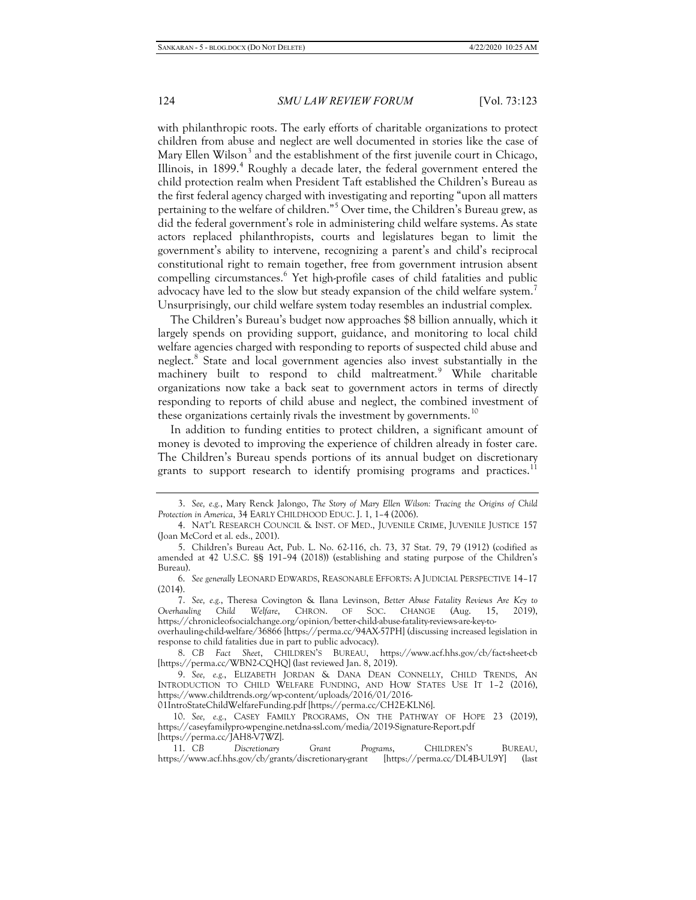with philanthropic roots. The early efforts of charitable organizations to protect children from abuse and neglect are well documented in stories like the case of Mary Ellen Wilson[3] and the establishment of the first juvenile court in Chicago, Illinois, in 1899.[4] Roughly a decade later, the federal government entered the child protection realm when President Taft established the Children's Bureau as the first federal agency charged with investigating and reporting "upon all matters pertaining to the welfare of children."[5] Over time, the Children's Bureau grew, as did the federal government's role in administering child welfare systems. As state actors replaced philanthropists, courts and legislatures began to limit the government's ability to intervene, recognizing a parent's and child's reciprocal constitutional right to remain together, free from government intrusion absent compelling circumstances.[6] Yet high-profile cases of child fatalities and public advocacy have led to the slow but steady expansion of the child welfare system.[7] Unsurprisingly, our child welfare system today resembles an industrial complex.

The Children's Bureau's budget now approaches $8 billion annually, which it largely spends on providing support, guidance, and monitoring to local child welfare agencies charged with responding to reports of suspected child abuse and neglect.[8] State and local government agencies also invest substantially in the machinery built to respond to child maltreatment.[9] While charitable organizations now take a back seat to government actors in terms of directly responding to reports of child abuse and neglect, the combined investment of these organizations certainly rivals the investment by governments.[10]

In addition to funding entities to protect children, a significant amount of money is devoted to improving the experience of children already in foster care. The Children's Bureau spends portions of its annual budget on discretionary grants to support research to identify promising programs and practices.[11]

---

3. *See, e.g.*, Mary Renck Jalongo, *The Story of Mary Ellen Wilson: Tracing the Origins of Child Protection in America*, 34 EARLY CHILDHOOD EDUC. J. 1, 1–4 (2006).

4. NAT'L RESEARCH COUNCIL & INST. OF MED., JUVENILE CRIME, JUVENILE JUSTICE 157 (Joan McCord et al. eds., 2001).

5. Children's Bureau Act, Pub. L. No. 62-116, ch. 73, 37 Stat. 79, 79 (1912) (codified as amended at 42 U.S.C. §§ 191–94 (2018)) (establishing and stating purpose of the Children's Bureau).

6. *See generally* LEONARD EDWARDS, REASONABLE EFFORTS: A JUDICIAL PERSPECTIVE 14–17 (2014).

7. *See, e.g.*, Theresa Covington & Ilana Levinson, *Better Abuse Fatality Reviews Are Key to Overhauling Child Welfare*, CHRON. OF SOC. CHANGE (Aug. 15, 2019), https://chronicleofsocialchange.org/opinion/better-child-abuse-fatality-reviews-are-key-to-overhauling-child-welfare/36866 [https://perma.cc/94AX-57PH] (discussing increased legislation in response to child fatalities due in part to public advocacy).

8. *CB Fact Sheet*, CHILDREN'S BUREAU, https://www.acf.hhs.gov/cb/fact-sheet-cb [https://perma.cc/WBN2-CQHQ] (last reviewed Jan. 8, 2019).

9. *See, e.g.*, ELIZABETH JORDAN & DANA DEAN CONNELLY, CHILD TRENDS, AN INTRODUCTION TO CHILD WELFARE FUNDING, AND HOW STATES USE IT 1–2 (2016), https://www.childtrends.org/wp-content/uploads/2016/01/2016-01IntroStateChildWelfareFunding.pdf [https://perma.cc/CH2E-KLN6].

10. *See, e.g.*, CASEY FAMILY PROGRAMS, ON THE PATHWAY OF HOPE 23 (2019), https://caseyfamilypro-wpengine.netdna-ssl.com/media/2019-Signature-Report.pdf [https://perma.cc/JAH8-V7WZ].

11. *CB Discretionary Grant Programs*, CHILDREN'S BUREAU, https://www.acf.hhs.gov/cb/grants/discretionary-grant [https://perma.cc/DL4B-UL9Y] (last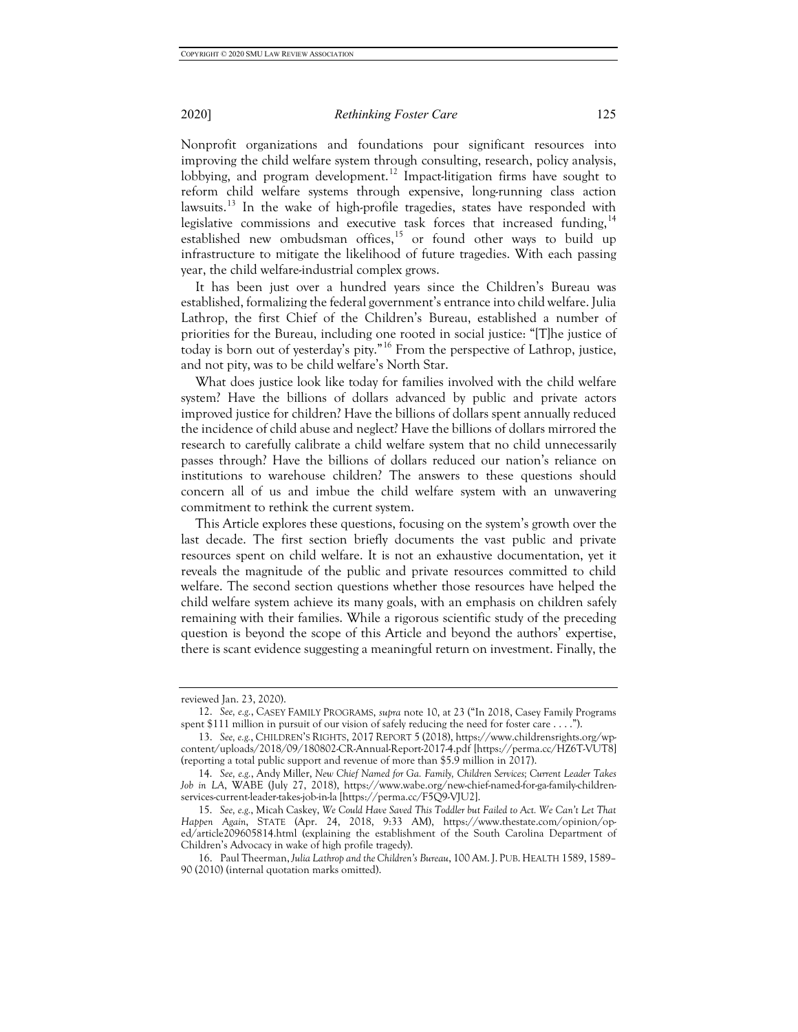Nonprofit organizations and foundations pour significant resources into improving the child welfare system through consulting, research, policy analysis, lobbying, and program development.[12] Impact-litigation firms have sought to reform child welfare systems through expensive, long-running class action lawsuits.[13] In the wake of high-profile tragedies, states have responded with legislative commissions and executive task forces that increased funding,[14] established new ombudsman offices,[15] or found other ways to build up infrastructure to mitigate the likelihood of future tragedies. With each passing year, the child welfare-industrial complex grows.

It has been just over a hundred years since the Children's Bureau was established, formalizing the federal government's entrance into child welfare. Julia Lathrop, the first Chief of the Children's Bureau, established a number of priorities for the Bureau, including one rooted in social justice: "[T]he justice of today is born out of yesterday's pity."[16] From the perspective of Lathrop, justice, and not pity, was to be child welfare's North Star.

What does justice look like today for families involved with the child welfare system? Have the billions of dollars advanced by public and private actors improved justice for children? Have the billions of dollars spent annually reduced the incidence of child abuse and neglect? Have the billions of dollars mirrored the research to carefully calibrate a child welfare system that no child unnecessarily passes through? Have the billions of dollars reduced our nation's reliance on institutions to warehouse children? The answers to these questions should concern all of us and imbue the child welfare system with an unwavering commitment to rethink the current system.

This Article explores these questions, focusing on the system's growth over the last decade. The first section briefly documents the vast public and private resources spent on child welfare. It is not an exhaustive documentation, yet it reveals the magnitude of the public and private resources committed to child welfare. The second section questions whether those resources have helped the child welfare system achieve its many goals, with an emphasis on children safely remaining with their families. While a rigorous scientific study of the preceding question is beyond the scope of this Article and beyond the authors' expertise, there is scant evidence suggesting a meaningful return on investment. Finally, the

---

reviewed Jan. 23, 2020).

12. *See, e.g.*, CASEY FAMILY PROGRAMS, *supra* note 10, at 23 ("In 2018, Casey Family Programs spent $111 million in pursuit of our vision of safely reducing the need for foster care . . . .").

13. *See, e.g.*, CHILDREN'S RIGHTS, 2017 REPORT 5 (2018), https://www.childrensrights.org/wp-content/uploads/2018/09/180802-CR-Annual-Report-2017-4.pdf [https://perma.cc/HZ6T-VUT8] (reporting a total public support and revenue of more than $5.9 million in 2017).

14. *See, e.g.*, Andy Miller, *New Chief Named for Ga. Family, Children Services; Current Leader Takes Job in LA*, WABE (July 27, 2018), https://www.wabe.org/new-chief-named-for-ga-family-children-services-current-leader-takes-job-in-la [https://perma.cc/F5Q9-VJU2].

15. *See, e.g.*, Micah Caskey, *We Could Have Saved This Toddler but Failed to Act. We Can't Let That Happen Again*, STATE (Apr. 24, 2018, 9:33 AM), https://www.thestate.com/opinion/op-ed/article209605814.html (explaining the establishment of the South Carolina Department of Children's Advocacy in wake of high profile tragedy).

16. Paul Theerman, *Julia Lathrop and the Children's Bureau*, 100 AM. J. PUB. HEALTH 1589, 1589–90 (2010) (internal quotation marks omitted).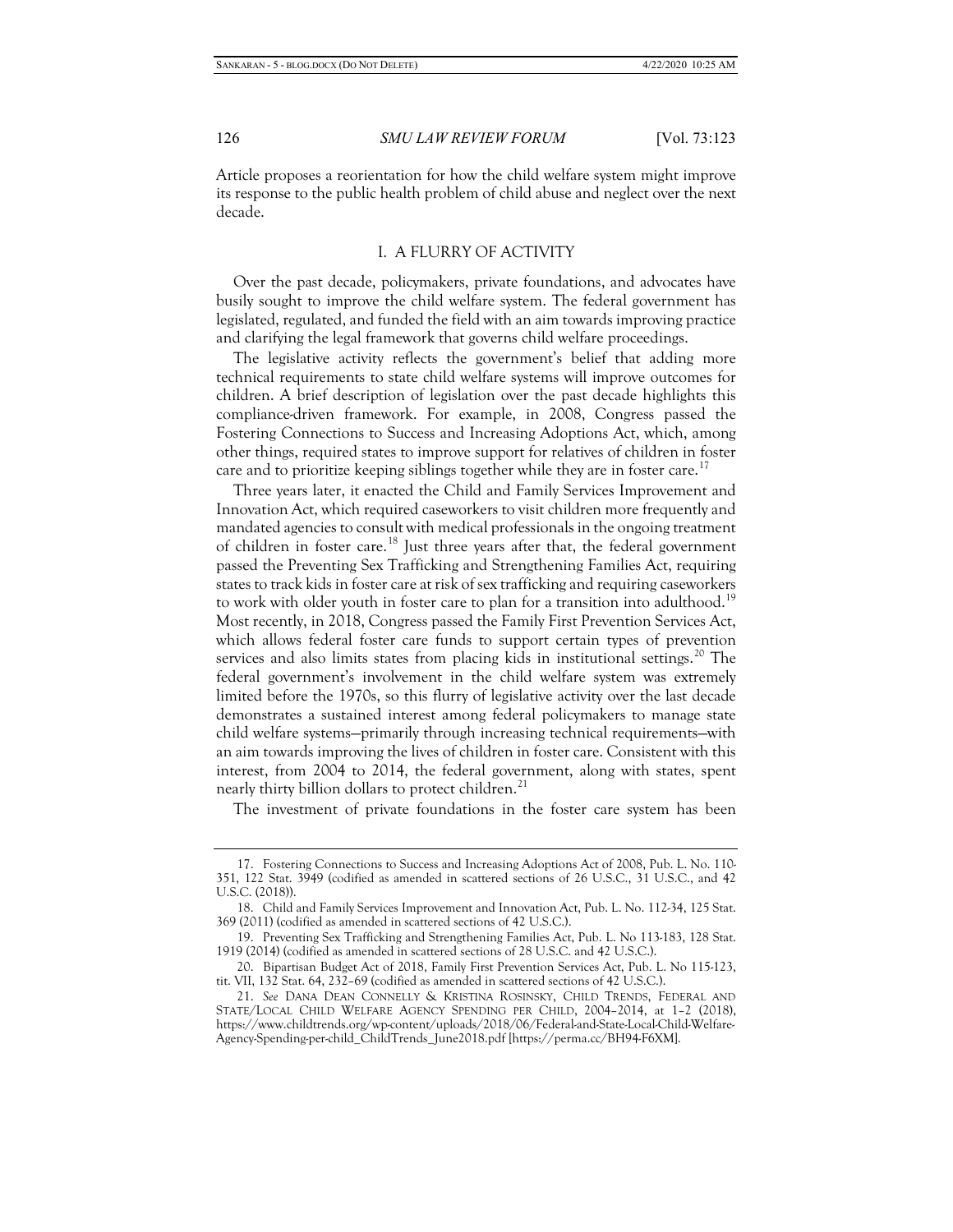Article proposes a reorientation for how the child welfare system might improve its response to the public health problem of child abuse and neglect over the next decade.

## I. A FLURRY OF ACTIVITY

Over the past decade, policymakers, private foundations, and advocates have busily sought to improve the child welfare system. The federal government has legislated, regulated, and funded the field with an aim towards improving practice and clarifying the legal framework that governs child welfare proceedings.

The legislative activity reflects the government's belief that adding more technical requirements to state child welfare systems will improve outcomes for children. A brief description of legislation over the past decade highlights this compliance-driven framework. For example, in 2008, Congress passed the Fostering Connections to Success and Increasing Adoptions Act, which, among other things, required states to improve support for relatives of children in foster care and to prioritize keeping siblings together while they are in foster care.[17]

Three years later, it enacted the Child and Family Services Improvement and Innovation Act, which required caseworkers to visit children more frequently and mandated agencies to consult with medical professionals in the ongoing treatment of children in foster care.[18] Just three years after that, the federal government passed the Preventing Sex Trafficking and Strengthening Families Act, requiring states to track kids in foster care at risk of sex trafficking and requiring caseworkers to work with older youth in foster care to plan for a transition into adulthood.[19] Most recently, in 2018, Congress passed the Family First Prevention Services Act, which allows federal foster care funds to support certain types of prevention services and also limits states from placing kids in institutional settings.[20] The federal government's involvement in the child welfare system was extremely limited before the 1970s, so this flurry of legislative activity over the last decade demonstrates a sustained interest among federal policymakers to manage state child welfare systems—primarily through increasing technical requirements—with an aim towards improving the lives of children in foster care. Consistent with this interest, from 2004 to 2014, the federal government, along with states, spent nearly thirty billion dollars to protect children.[21]

The investment of private foundations in the foster care system has been

---

17. Fostering Connections to Success and Increasing Adoptions Act of 2008, Pub. L. No. 110-351, 122 Stat. 3949 (codified as amended in scattered sections of 26 U.S.C., 31 U.S.C., and 42 U.S.C. (2018)).

18. Child and Family Services Improvement and Innovation Act, Pub. L. No. 112-34, 125 Stat. 369 (2011) (codified as amended in scattered sections of 42 U.S.C.).

19. Preventing Sex Trafficking and Strengthening Families Act, Pub. L. No 113-183, 128 Stat. 1919 (2014) (codified as amended in scattered sections of 28 U.S.C. and 42 U.S.C.).

20. Bipartisan Budget Act of 2018, Family First Prevention Services Act, Pub. L. No 115-123, tit. VII, 132 Stat. 64, 232–69 (codified as amended in scattered sections of 42 U.S.C.).

21. *See* DANA DEAN CONNELLY & KRISTINA ROSINSKY, CHILD TRENDS, FEDERAL AND STATE/LOCAL CHILD WELFARE AGENCY SPENDING PER CHILD, 2004–2014, at 1–2 (2018), https://www.childtrends.org/wp-content/uploads/2018/06/Federal-and-State-Local-Child-Welfare-Agency-Spending-per-child_ChildTrends_June2018.pdf [https://perma.cc/BH94-F6XM].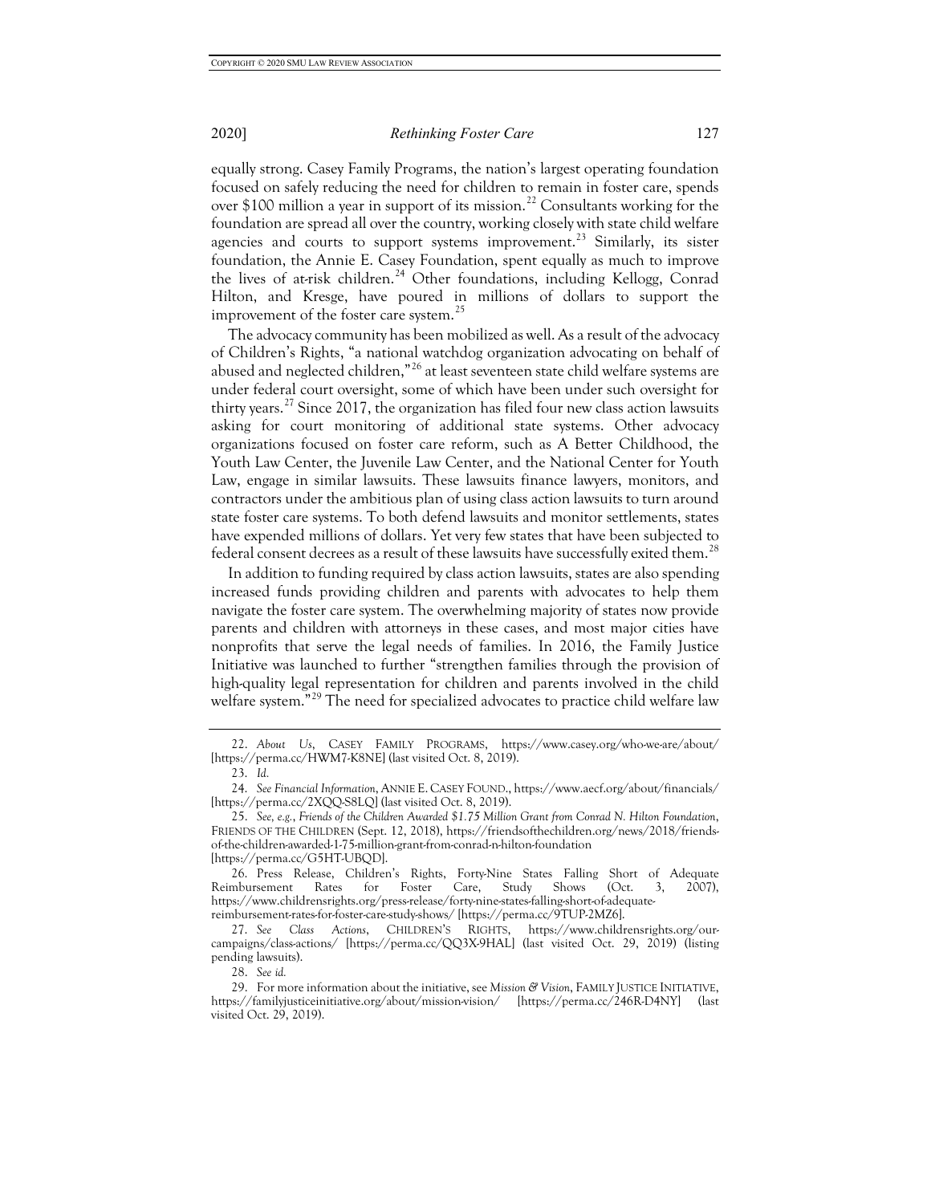equally strong. Casey Family Programs, the nation's largest operating foundation focused on safely reducing the need for children to remain in foster care, spends over $100 million a year in support of its mission.[22] Consultants working for the foundation are spread all over the country, working closely with state child welfare agencies and courts to support systems improvement.[23] Similarly, its sister foundation, the Annie E. Casey Foundation, spent equally as much to improve the lives of at-risk children.[24] Other foundations, including Kellogg, Conrad Hilton, and Kresge, have poured in millions of dollars to support the improvement of the foster care system.[25]

The advocacy community has been mobilized as well. As a result of the advocacy of Children's Rights, "a national watchdog organization advocating on behalf of abused and neglected children,"[26] at least seventeen state child welfare systems are under federal court oversight, some of which have been under such oversight for thirty years.[27] Since 2017, the organization has filed four new class action lawsuits asking for court monitoring of additional state systems. Other advocacy organizations focused on foster care reform, such as A Better Childhood, the Youth Law Center, the Juvenile Law Center, and the National Center for Youth Law, engage in similar lawsuits. These lawsuits finance lawyers, monitors, and contractors under the ambitious plan of using class action lawsuits to turn around state foster care systems. To both defend lawsuits and monitor settlements, states have expended millions of dollars. Yet very few states that have been subjected to federal consent decrees as a result of these lawsuits have successfully exited them.[28]

In addition to funding required by class action lawsuits, states are also spending increased funds providing children and parents with advocates to help them navigate the foster care system. The overwhelming majority of states now provide parents and children with attorneys in these cases, and most major cities have nonprofits that serve the legal needs of families. In 2016, the Family Justice Initiative was launched to further "strengthen families through the provision of high-quality legal representation for children and parents involved in the child welfare system."[29] The need for specialized advocates to practice child welfare law

---

22. *About Us*, CASEY FAMILY PROGRAMS, https://www.casey.org/who-we-are/about/ [https://perma.cc/HWM7-K8NE] (last visited Oct. 8, 2019).

23. *Id.*

24. *See Financial Information*, ANNIE E. CASEY FOUND., https://www.aecf.org/about/financials/ [https://perma.cc/2XQQ-S8LQ] (last visited Oct. 8, 2019).

25. *See, e.g.*, *Friends of the Children Awarded $1.75 Million Grant from Conrad N. Hilton Foundation*, FRIENDS OF THE CHILDREN (Sept. 12, 2018), https://friendsofthechildren.org/news/2018/friends-of-the-children-awarded-1-75-million-grant-from-conrad-n-hilton-foundation [https://perma.cc/G5HT-UBQD].

26. Press Release, Children's Rights, Forty-Nine States Falling Short of Adequate Reimbursement Rates for Foster Care, Study Shows (Oct. 3, 2007), https://www.childrensrights.org/press-release/forty-nine-states-falling-short-of-adequate-reimbursement-rates-for-foster-care-study-shows/ [https://perma.cc/9TUP-2MZ6].

27. *See Class Actions*, CHILDREN'S RIGHTS, https://www.childrensrights.org/our-campaigns/class-actions/ [https://perma.cc/QQ3X-9HAL] (last visited Oct. 29, 2019) (listing pending lawsuits).

28. *See id.*

29. For more information about the initiative, see *Mission & Vision*, FAMILY JUSTICE INITIATIVE, https://familyjusticeinitiative.org/about/mission-vision/ [https://perma.cc/246R-D4NY] (last visited Oct. 29, 2019).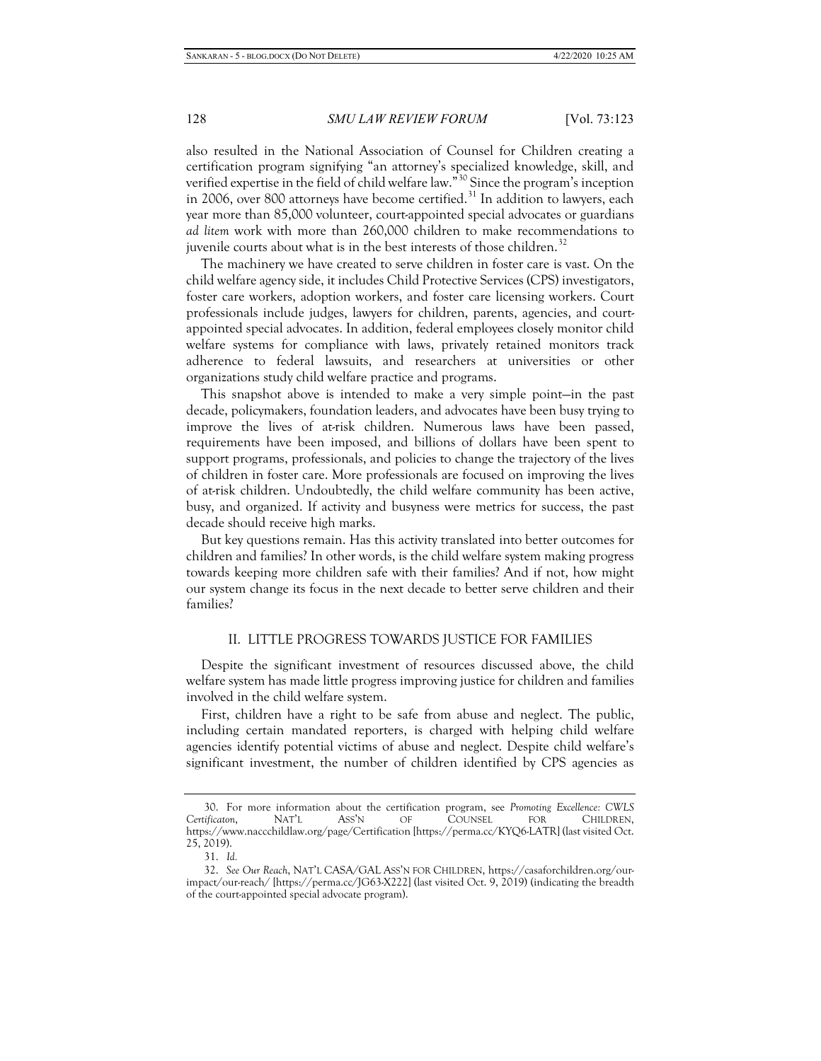also resulted in the National Association of Counsel for Children creating a certification program signifying "an attorney's specialized knowledge, skill, and verified expertise in the field of child welfare law."[30] Since the program's inception in 2006, over 800 attorneys have become certified.[31] In addition to lawyers, each year more than 85,000 volunteer, court-appointed special advocates or guardians *ad litem* work with more than 260,000 children to make recommendations to juvenile courts about what is in the best interests of those children.[32]

The machinery we have created to serve children in foster care is vast. On the child welfare agency side, it includes Child Protective Services (CPS) investigators, foster care workers, adoption workers, and foster care licensing workers. Court professionals include judges, lawyers for children, parents, agencies, and court-appointed special advocates. In addition, federal employees closely monitor child welfare systems for compliance with laws, privately retained monitors track adherence to federal lawsuits, and researchers at universities or other organizations study child welfare practice and programs.

This snapshot above is intended to make a very simple point—in the past decade, policymakers, foundation leaders, and advocates have been busy trying to improve the lives of at-risk children. Numerous laws have been passed, requirements have been imposed, and billions of dollars have been spent to support programs, professionals, and policies to change the trajectory of the lives of children in foster care. More professionals are focused on improving the lives of at-risk children. Undoubtedly, the child welfare community has been active, busy, and organized. If activity and busyness were metrics for success, the past decade should receive high marks.

But key questions remain. Has this activity translated into better outcomes for children and families? In other words, is the child welfare system making progress towards keeping more children safe with their families? And if not, how might our system change its focus in the next decade to better serve children and their families?

## II. LITTLE PROGRESS TOWARDS JUSTICE FOR FAMILIES

Despite the significant investment of resources discussed above, the child welfare system has made little progress improving justice for children and families involved in the child welfare system.

First, children have a right to be safe from abuse and neglect. The public, including certain mandated reporters, is charged with helping child welfare agencies identify potential victims of abuse and neglect. Despite child welfare's significant investment, the number of children identified by CPS agencies as

---

30. For more information about the certification program, see *Promoting Excellence: CWLS Certificaton*, NAT'L ASS'N OF COUNSEL FOR CHILDREN, https://www.naccchildlaw.org/page/Certification [https://perma.cc/KYQ6-LATR] (last visited Oct. 25, 2019).

31. *Id.*

32. *See Our Reach*, NAT'L CASA/GAL ASS'N FOR CHILDREN, https://casaforchildren.org/our-impact/our-reach/ [https://perma.cc/JG63-X222] (last visited Oct. 9, 2019) (indicating the breadth of the court-appointed special advocate program).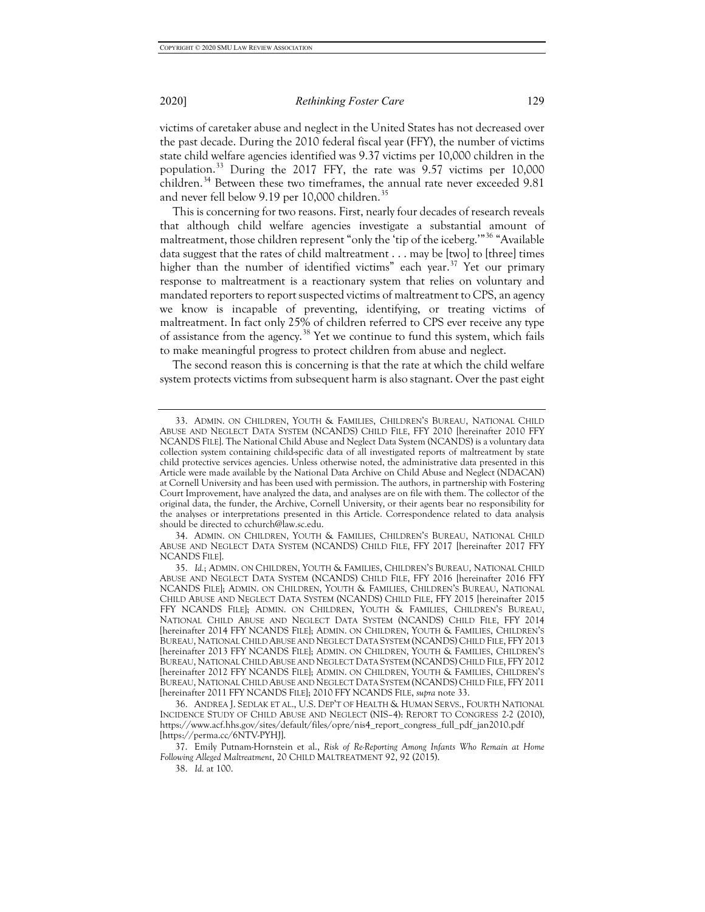victims of caretaker abuse and neglect in the United States has not decreased over the past decade. During the 2010 federal fiscal year (FFY), the number of victims state child welfare agencies identified was 9.37 victims per 10,000 children in the population.[33] During the 2017 FFY, the rate was 9.57 victims per 10,000 children.[34] Between these two timeframes, the annual rate never exceeded 9.81 and never fell below 9.19 per 10,000 children.[35]

This is concerning for two reasons. First, nearly four decades of research reveals that although child welfare agencies investigate a substantial amount of maltreatment, those children represent "only the 'tip of the iceberg.'"[36] "Available data suggest that the rates of child maltreatment . . . may be [two] to [three] times higher than the number of identified victims" each year.[37] Yet our primary response to maltreatment is a reactionary system that relies on voluntary and mandated reporters to report suspected victims of maltreatment to CPS, an agency we know is incapable of preventing, identifying, or treating victims of maltreatment. In fact only 25% of children referred to CPS ever receive any type of assistance from the agency.[38] Yet we continue to fund this system, which fails to make meaningful progress to protect children from abuse and neglect.

The second reason this is concerning is that the rate at which the child welfare system protects victims from subsequent harm is also stagnant. Over the past eight

---

33. ADMIN. ON CHILDREN, YOUTH & FAMILIES, CHILDREN'S BUREAU, NATIONAL CHILD ABUSE AND NEGLECT DATA SYSTEM (NCANDS) CHILD FILE, FFY 2010 [hereinafter 2010 FFY NCANDS FILE]. The National Child Abuse and Neglect Data System (NCANDS) is a voluntary data collection system containing child-specific data of all investigated reports of maltreatment by state child protective services agencies. Unless otherwise noted, the administrative data presented in this Article were made available by the National Data Archive on Child Abuse and Neglect (NDACAN) at Cornell University and has been used with permission. The authors, in partnership with Fostering Court Improvement, have analyzed the data, and analyses are on file with them. The collector of the original data, the funder, the Archive, Cornell University, or their agents bear no responsibility for the analyses or interpretations presented in this Article. Correspondence related to data analysis should be directed to cchurch@law.sc.edu.

34. ADMIN. ON CHILDREN, YOUTH & FAMILIES, CHILDREN'S BUREAU, NATIONAL CHILD ABUSE AND NEGLECT DATA SYSTEM (NCANDS) CHILD FILE, FFY 2017 [hereinafter 2017 FFY NCANDS FILE].

35. *Id.*; ADMIN. ON CHILDREN, YOUTH & FAMILIES, CHILDREN'S BUREAU, NATIONAL CHILD ABUSE AND NEGLECT DATA SYSTEM (NCANDS) CHILD FILE, FFY 2016 [hereinafter 2016 FFY NCANDS FILE]; ADMIN. ON CHILDREN, YOUTH & FAMILIES, CHILDREN'S BUREAU, NATIONAL CHILD ABUSE AND NEGLECT DATA SYSTEM (NCANDS) CHILD FILE, FFY 2015 [hereinafter 2015 FFY NCANDS FILE]; ADMIN. ON CHILDREN, YOUTH & FAMILIES, CHILDREN'S BUREAU, NATIONAL CHILD ABUSE AND NEGLECT DATA SYSTEM (NCANDS) CHILD FILE, FFY 2014 [hereinafter 2014 FFY NCANDS FILE]; ADMIN. ON CHILDREN, YOUTH & FAMILIES, CHILDREN'S BUREAU, NATIONAL CHILD ABUSE AND NEGLECT DATA SYSTEM (NCANDS) CHILD FILE, FFY 2013 [hereinafter 2013 FFY NCANDS FILE]; ADMIN. ON CHILDREN, YOUTH & FAMILIES, CHILDREN'S BUREAU, NATIONAL CHILD ABUSE AND NEGLECT DATA SYSTEM (NCANDS) CHILD FILE, FFY 2012 [hereinafter 2012 FFY NCANDS FILE]; ADMIN. ON CHILDREN, YOUTH & FAMILIES, CHILDREN'S BUREAU, NATIONAL CHILD ABUSE AND NEGLECT DATA SYSTEM (NCANDS) CHILD FILE, FFY 2011 [hereinafter 2011 FFY NCANDS FILE]; 2010 FFY NCANDS FILE, *supra* note 33.

36. ANDREA J. SEDLAK ET AL., U.S. DEP'T OF HEALTH & HUMAN SERVS., FOURTH NATIONAL INCIDENCE STUDY OF CHILD ABUSE AND NEGLECT (NIS–4): REPORT TO CONGRESS 2-2 (2010), https://www.acf.hhs.gov/sites/default/files/opre/nis4_report_congress_full_pdf_jan2010.pdf [https://perma.cc/6NTV-PYHJ].

37. Emily Putnam-Hornstein et al., *Risk of Re-Reporting Among Infants Who Remain at Home Following Alleged Maltreatment*, 20 CHILD MALTREATMENT 92, 92 (2015).

38. *Id.* at 100.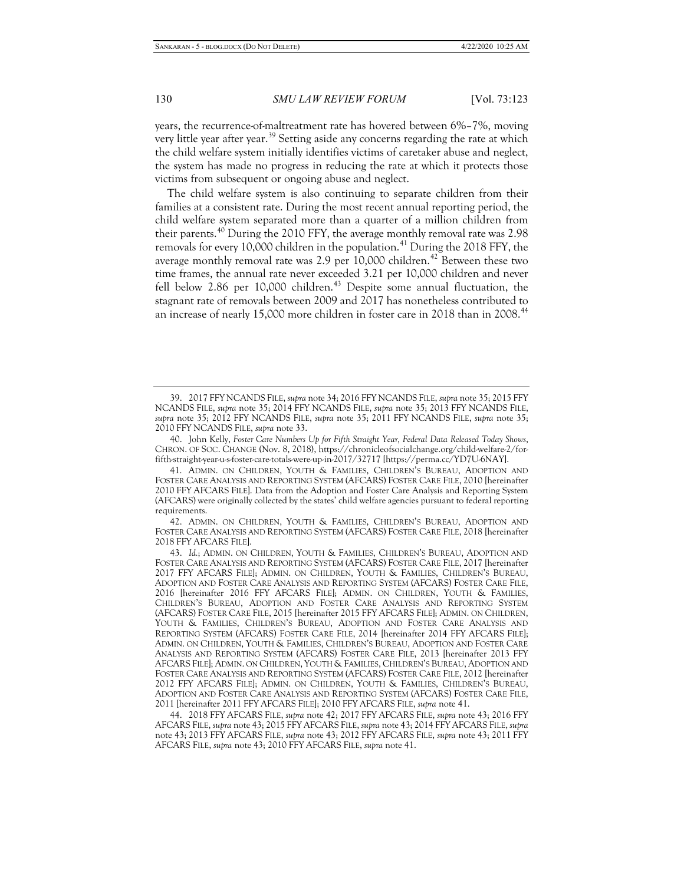years, the recurrence-of-maltreatment rate has hovered between 6%–7%, moving very little year after year.[39] Setting aside any concerns regarding the rate at which the child welfare system initially identifies victims of caretaker abuse and neglect, the system has made no progress in reducing the rate at which it protects those victims from subsequent or ongoing abuse and neglect.

The child welfare system is also continuing to separate children from their families at a consistent rate. During the most recent annual reporting period, the child welfare system separated more than a quarter of a million children from their parents.[40] During the 2010 FFY, the average monthly removal rate was 2.98 removals for every 10,000 children in the population.[41] During the 2018 FFY, the average monthly removal rate was 2.9 per 10,000 children.[42] Between these two time frames, the annual rate never exceeded 3.21 per 10,000 children and never fell below 2.86 per 10,000 children.[43] Despite some annual fluctuation, the stagnant rate of removals between 2009 and 2017 has nonetheless contributed to an increase of nearly 15,000 more children in foster care in 2018 than in 2008.[44]

---

39. 2017 FFY NCANDS FILE, *supra* note 34; 2016 FFY NCANDS FILE, *supra* note 35; 2015 FFY NCANDS FILE, *supra* note 35; 2014 FFY NCANDS FILE, *supra* note 35; 2013 FFY NCANDS FILE, *supra* note 35; 2012 FFY NCANDS FILE, *supra* note 35; 2011 FFY NCANDS FILE, *supra* note 35; 2010 FFY NCANDS FILE, *supra* note 33.

40. John Kelly, *Foster Care Numbers Up for Fifth Straight Year, Federal Data Released Today Shows*, CHRON. OF SOC. CHANGE (Nov. 8, 2018), https://chronicleofsocialchange.org/child-welfare-2/for-fifth-straight-year-u-s-foster-care-totals-were-up-in-2017/32717 [https://perma.cc/YD7U-6NAY].

41. ADMIN. ON CHILDREN, YOUTH & FAMILIES, CHILDREN'S BUREAU, ADOPTION AND FOSTER CARE ANALYSIS AND REPORTING SYSTEM (AFCARS) FOSTER CARE FILE, 2010 [hereinafter 2010 FFY AFCARS FILE]. Data from the Adoption and Foster Care Analysis and Reporting System (AFCARS) were originally collected by the states' child welfare agencies pursuant to federal reporting requirements.

42. ADMIN. ON CHILDREN, YOUTH & FAMILIES, CHILDREN'S BUREAU, ADOPTION AND FOSTER CARE ANALYSIS AND REPORTING SYSTEM (AFCARS) FOSTER CARE FILE, 2018 [hereinafter 2018 FFY AFCARS FILE].

43. *Id.*; ADMIN. ON CHILDREN, YOUTH & FAMILIES, CHILDREN'S BUREAU, ADOPTION AND FOSTER CARE ANALYSIS AND REPORTING SYSTEM (AFCARS) FOSTER CARE FILE, 2017 [hereinafter 2017 FFY AFCARS FILE]; ADMIN. ON CHILDREN, YOUTH & FAMILIES, CHILDREN'S BUREAU, ADOPTION AND FOSTER CARE ANALYSIS AND REPORTING SYSTEM (AFCARS) FOSTER CARE FILE, 2016 [hereinafter 2016 FFY AFCARS FILE]; ADMIN. ON CHILDREN, YOUTH & FAMILIES, CHILDREN'S BUREAU, ADOPTION AND FOSTER CARE ANALYSIS AND REPORTING SYSTEM (AFCARS) FOSTER CARE FILE, 2015 [hereinafter 2015 FFY AFCARS FILE]; ADMIN. ON CHILDREN, YOUTH & FAMILIES, CHILDREN'S BUREAU, ADOPTION AND FOSTER CARE ANALYSIS AND REPORTING SYSTEM (AFCARS) FOSTER CARE FILE, 2014 [hereinafter 2014 FFY AFCARS FILE]; ADMIN. ON CHILDREN, YOUTH & FAMILIES, CHILDREN'S BUREAU, ADOPTION AND FOSTER CARE ANALYSIS AND REPORTING SYSTEM (AFCARS) FOSTER CARE FILE, 2013 [hereinafter 2013 FFY AFCARS FILE]; ADMIN. ON CHILDREN, YOUTH & FAMILIES, CHILDREN'S BUREAU, ADOPTION AND FOSTER CARE ANALYSIS AND REPORTING SYSTEM (AFCARS) FOSTER CARE FILE, 2012 [hereinafter 2012 FFY AFCARS FILE]; ADMIN. ON CHILDREN, YOUTH & FAMILIES, CHILDREN'S BUREAU, ADOPTION AND FOSTER CARE ANALYSIS AND REPORTING SYSTEM (AFCARS) FOSTER CARE FILE, 2011 [hereinafter 2011 FFY AFCARS FILE]; 2010 FFY AFCARS FILE, *supra* note 41.

44. 2018 FFY AFCARS FILE, *supra* note 42; 2017 FFY AFCARS FILE, *supra* note 43; 2016 FFY AFCARS FILE, *supra* note 43; 2015 FFY AFCARS FILE, *supra* note 43; 2014 FFY AFCARS FILE, *supra* note 43; 2013 FFY AFCARS FILE, *supra* note 43; 2012 FFY AFCARS FILE, *supra* note 43; 2011 FFY AFCARS FILE, *supra* note 43; 2010 FFY AFCARS FILE, *supra* note 41.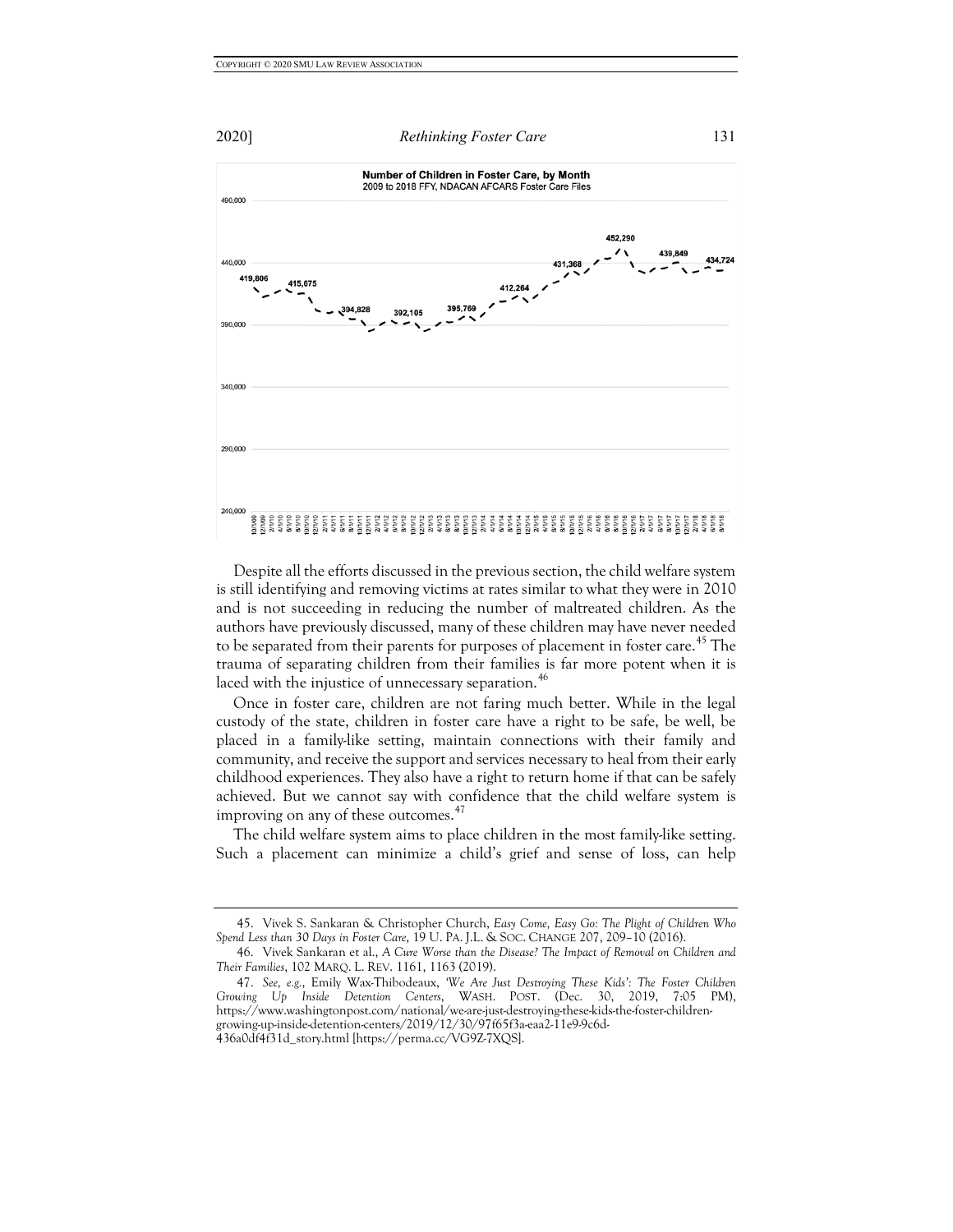Despite all the efforts discussed in the previous section, the child welfare system is still identifying and removing victims at rates similar to what they were in 2010 and is not succeeding in reducing the number of maltreated children. As the authors have previously discussed, many of these children may have never needed to be separated from their parents for purposes of placement in foster care.[45] The trauma of separating children from their families is far more potent when it is laced with the injustice of unnecessary separation.[46]

Once in foster care, children are not faring much better. While in the legal custody of the state, children in foster care have a right to be safe, be well, be placed in a family-like setting, maintain connections with their family and community, and receive the support and services necessary to heal from their early childhood experiences. They also have a right to return home if that can be safely achieved. But we cannot say with confidence that the child welfare system is improving on any of these outcomes.[47]

The child welfare system aims to place children in the most family-like setting. Such a placement can minimize a child's grief and sense of loss, can help

45. Vivek S. Sankaran & Christopher Church, *Easy Come, Easy Go: The Plight of Children Who Spend Less than 30 Days in Foster Care*, 19 U. PA. J.L. & SOC. CHANGE 207, 209–10 (2016).

46. Vivek Sankaran et al., *A Cure Worse than the Disease? The Impact of Removal on Children and Their Families*, 102 MARQ. L. REV. 1161, 1163 (2019).

47. *See, e.g.*, Emily Wax-Thibodeaux, *'We Are Just Destroying These Kids': The Foster Children Growing Up Inside Detention Centers*, WASH. POST. (Dec. 30, 2019, 7:05 PM), https://www.washingtonpost.com/national/we-are-just-destroying-these-kids-the-foster-children-growing-up-inside-detention-centers/2019/12/30/97f65f3a-eaa2-11e9-9c6d-436a0df4f31d_story.html [https://perma.cc/VG9Z-7XQS].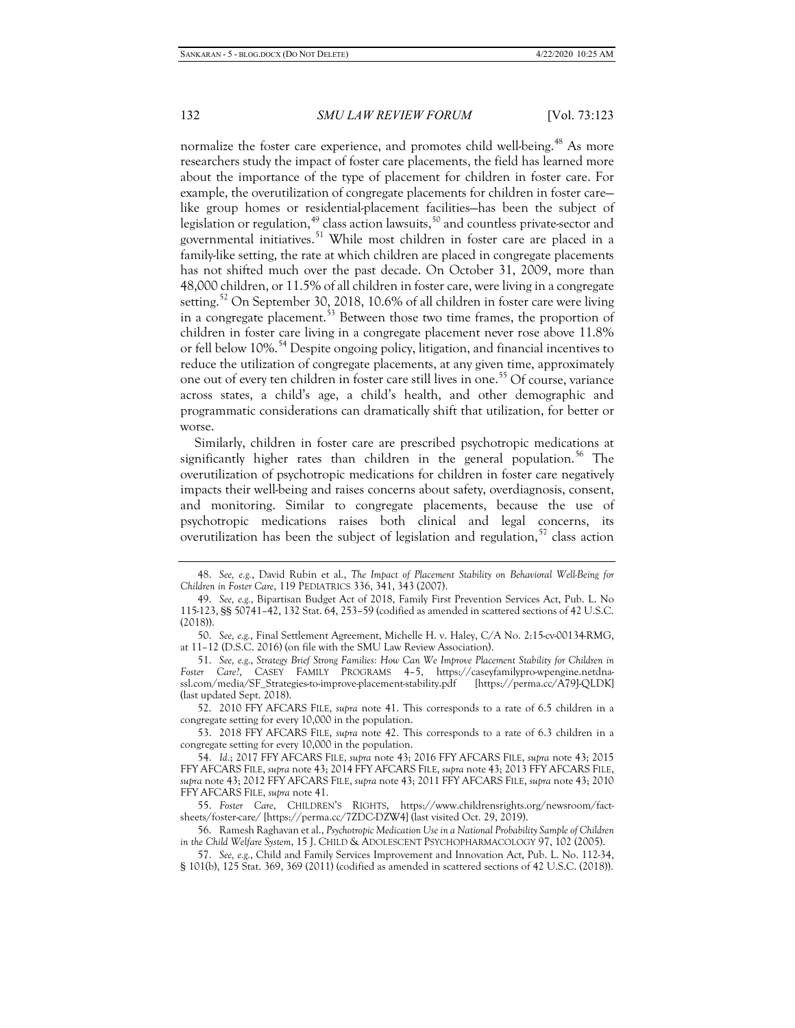normalize the foster care experience, and promotes child well-being.[48] As more researchers study the impact of foster care placements, the field has learned more about the importance of the type of placement for children in foster care. For example, the overutilization of congregate placements for children in foster care—like group homes or residential-placement facilities—has been the subject of legislation or regulation,[49] class action lawsuits,[50] and countless private-sector and governmental initiatives.[51] While most children in foster care are placed in a family-like setting, the rate at which children are placed in congregate placements has not shifted much over the past decade. On October 31, 2009, more than 48,000 children, or 11.5% of all children in foster care, were living in a congregate setting.[52] On September 30, 2018, 10.6% of all children in foster care were living in a congregate placement.[53] Between those two time frames, the proportion of children in foster care living in a congregate placement never rose above 11.8% or fell below 10%.[54] Despite ongoing policy, litigation, and financial incentives to reduce the utilization of congregate placements, at any given time, approximately one out of every ten children in foster care still lives in one.[55] Of course, variance across states, a child's age, a child's health, and other demographic and programmatic considerations can dramatically shift that utilization, for better or worse.

Similarly, children in foster care are prescribed psychotropic medications at significantly higher rates than children in the general population.[56] The overutilization of psychotropic medications for children in foster care negatively impacts their well-being and raises concerns about safety, overdiagnosis, consent, and monitoring. Similar to congregate placements, because the use of psychotropic medications raises both clinical and legal concerns, its overutilization has been the subject of legislation and regulation,[57] class action

---

48. *See, e.g.*, David Rubin et al., *The Impact of Placement Stability on Behavioral Well-Being for Children in Foster Care*, 119 PEDIATRICS 336, 341, 343 (2007).

49. *See, e.g.*, Bipartisan Budget Act of 2018, Family First Prevention Services Act, Pub. L. No 115-123, §§ 50741–42, 132 Stat. 64, 253–59 (codified as amended in scattered sections of 42 U.S.C. (2018)).

50. *See, e.g.*, Final Settlement Agreement, Michelle H. v. Haley, C/A No. 2:15-cv-00134-RMG, at 11–12 (D.S.C. 2016) (on file with the SMU Law Review Association).

51. *See, e.g.*, *Strategy Brief Strong Families: How Can We Improve Placement Stability for Children in Foster Care?*, CASEY FAMILY PROGRAMS 4–5, https://caseyfamilypro-wpengine.netdna-ssl.com/media/SF_Strategies-to-improve-placement-stability.pdf [https://perma.cc/A79J-QLDK] (last updated Sept. 2018).

52. 2010 FFY AFCARS FILE, *supra* note 41. This corresponds to a rate of 6.5 children in a congregate setting for every 10,000 in the population.

53. 2018 FFY AFCARS FILE, *supra* note 42. This corresponds to a rate of 6.3 children in a congregate setting for every 10,000 in the population.

54. *Id.*; 2017 FFY AFCARS FILE, *supra* note 43; 2016 FFY AFCARS FILE, *supra* note 43; 2015 FFY AFCARS FILE, *supra* note 43; 2014 FFY AFCARS FILE, *supra* note 43; 2013 FFY AFCARS FILE, *supra* note 43; 2012 FFY AFCARS FILE, *supra* note 43; 2011 FFY AFCARS FILE, *supra* note 43; 2010 FFY AFCARS FILE, *supra* note 41.

55. *Foster Care*, CHILDREN'S RIGHTS, https://www.childrensrights.org/newsroom/fact-sheets/foster-care/ [https://perma.cc/7ZDC-DZW4] (last visited Oct. 29, 2019).

56. Ramesh Raghavan et al., *Psychotropic Medication Use in a National Probability Sample of Children in the Child Welfare System*, 15 J. CHILD & ADOLESCENT PSYCHOPHARMACOLOGY 97, 102 (2005).

57. *See, e.g.*, Child and Family Services Improvement and Innovation Act, Pub. L. No. 112-34, § 101(b), 125 Stat. 369, 369 (2011) (codified as amended in scattered sections of 42 U.S.C. (2018)).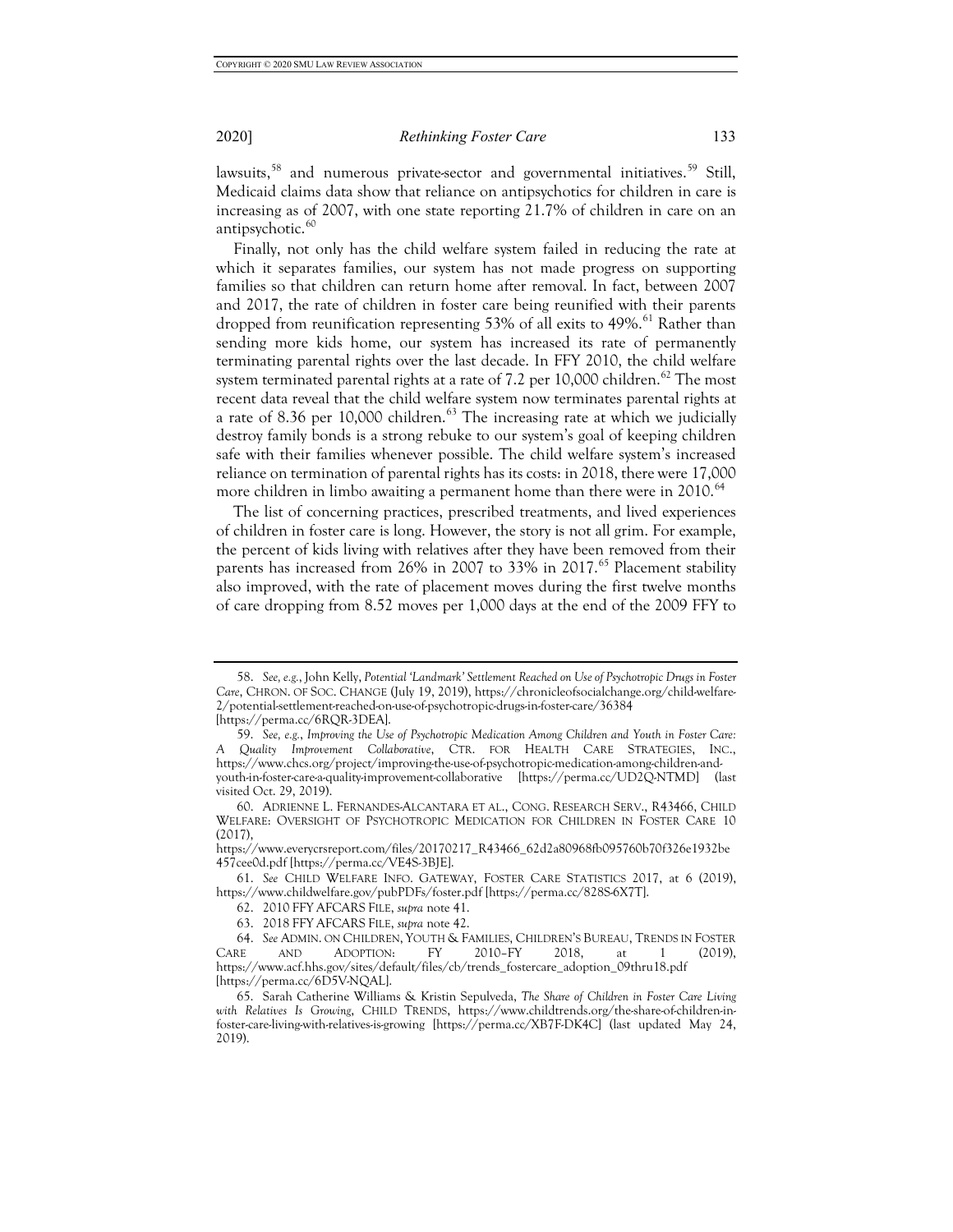lawsuits,[58] and numerous private-sector and governmental initiatives.[59] Still, Medicaid claims data show that reliance on antipsychotics for children in care is increasing as of 2007, with one state reporting 21.7% of children in care on an antipsychotic.[60]

Finally, not only has the child welfare system failed in reducing the rate at which it separates families, our system has not made progress on supporting families so that children can return home after removal. In fact, between 2007 and 2017, the rate of children in foster care being reunified with their parents dropped from reunification representing 53% of all exits to 49%.[61] Rather than sending more kids home, our system has increased its rate of permanently terminating parental rights over the last decade. In FFY 2010, the child welfare system terminated parental rights at a rate of 7.2 per 10,000 children.[62] The most recent data reveal that the child welfare system now terminates parental rights at a rate of 8.36 per 10,000 children.[63] The increasing rate at which we judicially destroy family bonds is a strong rebuke to our system's goal of keeping children safe with their families whenever possible. The child welfare system's increased reliance on termination of parental rights has its costs: in 2018, there were 17,000 more children in limbo awaiting a permanent home than there were in 2010.[64]

The list of concerning practices, prescribed treatments, and lived experiences of children in foster care is long. However, the story is not all grim. For example, the percent of kids living with relatives after they have been removed from their parents has increased from 26% in 2007 to 33% in 2017.[65] Placement stability also improved, with the rate of placement moves during the first twelve months of care dropping from 8.52 moves per 1,000 days at the end of the 2009 FFY to

---

58. *See, e.g.*, John Kelly, *Potential 'Landmark' Settlement Reached on Use of Psychotropic Drugs in Foster Care*, CHRON. OF SOC. CHANGE (July 19, 2019), https://chronicleofsocialchange.org/child-welfare-2/potential-settlement-reached-on-use-of-psychotropic-drugs-in-foster-care/36384 [https://perma.cc/6RQR-3DEA].

59. *See, e.g.*, *Improving the Use of Psychotropic Medication Among Children and Youth in Foster Care: A Quality Improvement Collaborative*, CTR. FOR HEALTH CARE STRATEGIES, INC., https://www.chcs.org/project/improving-the-use-of-psychotropic-medication-among-children-and-youth-in-foster-care-a-quality-improvement-collaborative [https://perma.cc/UD2Q-NTMD] (last visited Oct. 29, 2019).

60. ADRIENNE L. FERNANDES-ALCANTARA ET AL., CONG. RESEARCH SERV., R43466, CHILD WELFARE: OVERSIGHT OF PSYCHOTROPIC MEDICATION FOR CHILDREN IN FOSTER CARE 10 (2017), https://www.everycrsreport.com/files/20170217_R43466_62d2a80968fb095760b70f326e1932be457cee0d.pdf [https://perma.cc/VE4S-3BJE].

61. *See* CHILD WELFARE INFO. GATEWAY, FOSTER CARE STATISTICS 2017, at 6 (2019), https://www.childwelfare.gov/pubPDFs/foster.pdf [https://perma.cc/828S-6X7T].

62. 2010 FFY AFCARS FILE, *supra* note 41.

63. 2018 FFY AFCARS FILE, *supra* note 42.

64. *See* ADMIN. ON CHILDREN, YOUTH & FAMILIES, CHILDREN'S BUREAU, TRENDS IN FOSTER CARE AND ADOPTION: FY 2010–FY 2018, at 1 (2019), https://www.acf.hhs.gov/sites/default/files/cb/trends_fostercare_adoption_09thru18.pdf [https://perma.cc/6D5V-NQAL].

65. Sarah Catherine Williams & Kristin Sepulveda, *The Share of Children in Foster Care Living with Relatives Is Growing*, CHILD TRENDS, https://www.childtrends.org/the-share-of-children-in-foster-care-living-with-relatives-is-growing [https://perma.cc/XB7F-DK4C] (last updated May 24, 2019).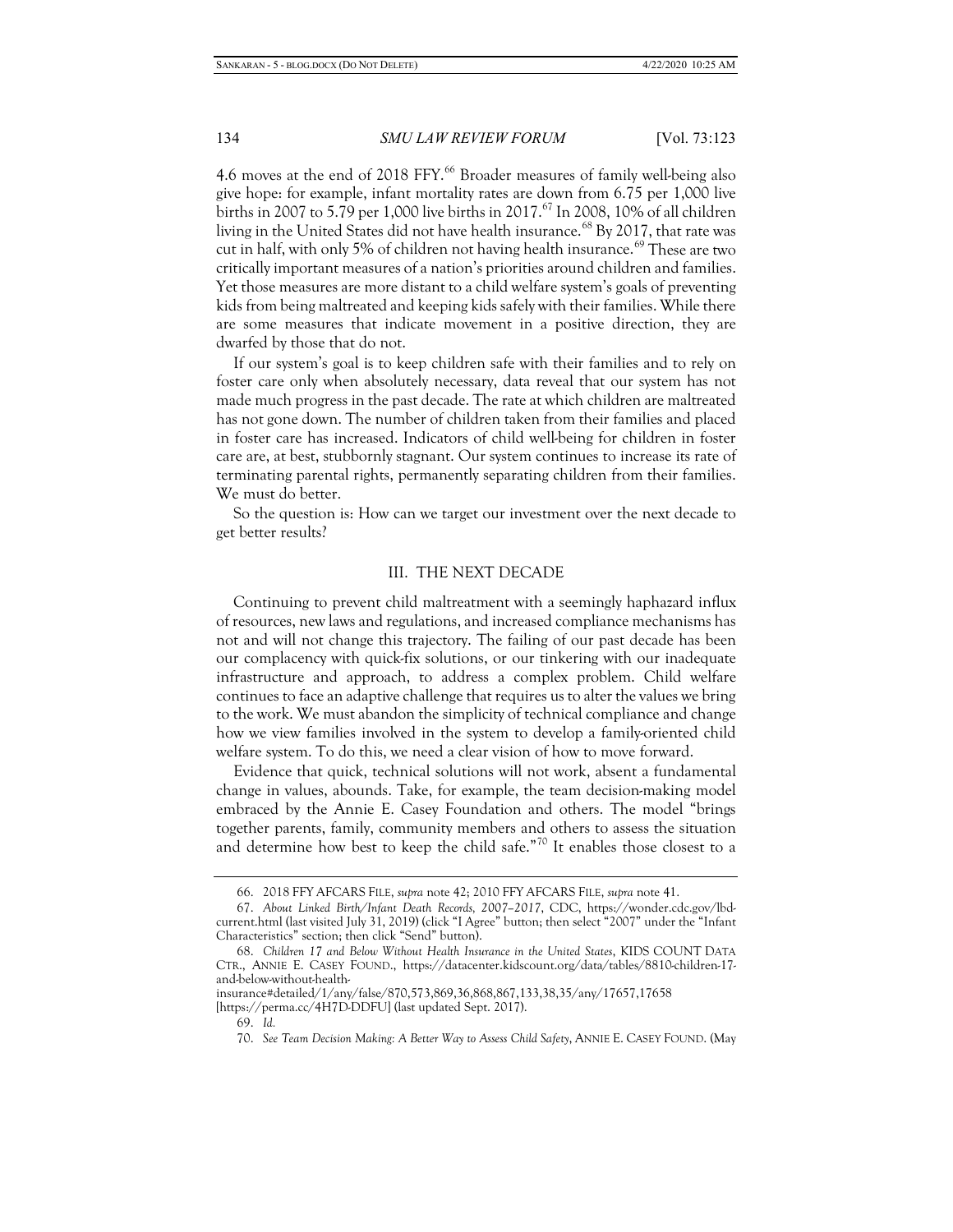4.6 moves at the end of 2018 FFY.[66] Broader measures of family well-being also give hope: for example, infant mortality rates are down from 6.75 per 1,000 live births in 2007 to 5.79 per 1,000 live births in 2017.[67] In 2008, 10% of all children living in the United States did not have health insurance.[68] By 2017, that rate was cut in half, with only 5% of children not having health insurance.[69] These are two critically important measures of a nation's priorities around children and families. Yet those measures are more distant to a child welfare system's goals of preventing kids from being maltreated and keeping kids safely with their families. While there are some measures that indicate movement in a positive direction, they are dwarfed by those that do not.

If our system's goal is to keep children safe with their families and to rely on foster care only when absolutely necessary, data reveal that our system has not made much progress in the past decade. The rate at which children are maltreated has not gone down. The number of children taken from their families and placed in foster care has increased. Indicators of child well-being for children in foster care are, at best, stubbornly stagnant. Our system continues to increase its rate of terminating parental rights, permanently separating children from their families. We must do better.

So the question is: How can we target our investment over the next decade to get better results?

## III. THE NEXT DECADE

Continuing to prevent child maltreatment with a seemingly haphazard influx of resources, new laws and regulations, and increased compliance mechanisms has not and will not change this trajectory. The failing of our past decade has been our complacency with quick-fix solutions, or our tinkering with our inadequate infrastructure and approach, to address a complex problem. Child welfare continues to face an adaptive challenge that requires us to alter the values we bring to the work. We must abandon the simplicity of technical compliance and change how we view families involved in the system to develop a family-oriented child welfare system. To do this, we need a clear vision of how to move forward.

Evidence that quick, technical solutions will not work, absent a fundamental change in values, abounds. Take, for example, the team decision-making model embraced by the Annie E. Casey Foundation and others. The model "brings together parents, family, community members and others to assess the situation and determine how best to keep the child safe."[70] It enables those closest to a

---

66. 2018 FFY AFCARS FILE, *supra* note 42; 2010 FFY AFCARS FILE, *supra* note 41.

67. *About Linked Birth/Infant Death Records, 2007–2017*, CDC, https://wonder.cdc.gov/lbd-current.html (last visited July 31, 2019) (click "I Agree" button; then select "2007" under the "Infant Characteristics" section; then click "Send" button).

68. *Children 17 and Below Without Health Insurance in the United States*, KIDS COUNT DATA CTR., ANNIE E. CASEY FOUND., https://datacenter.kidscount.org/data/tables/8810-children-17-and-below-without-health-insurance#detailed/1/any/false/870,573,869,36,868,867,133,38,35/any/17657,17658 [https://perma.cc/4H7D-DDFU] (last updated Sept. 2017).

69. *Id.*

70. *See Team Decision Making: A Better Way to Assess Child Safety*, ANNIE E. CASEY FOUND. (May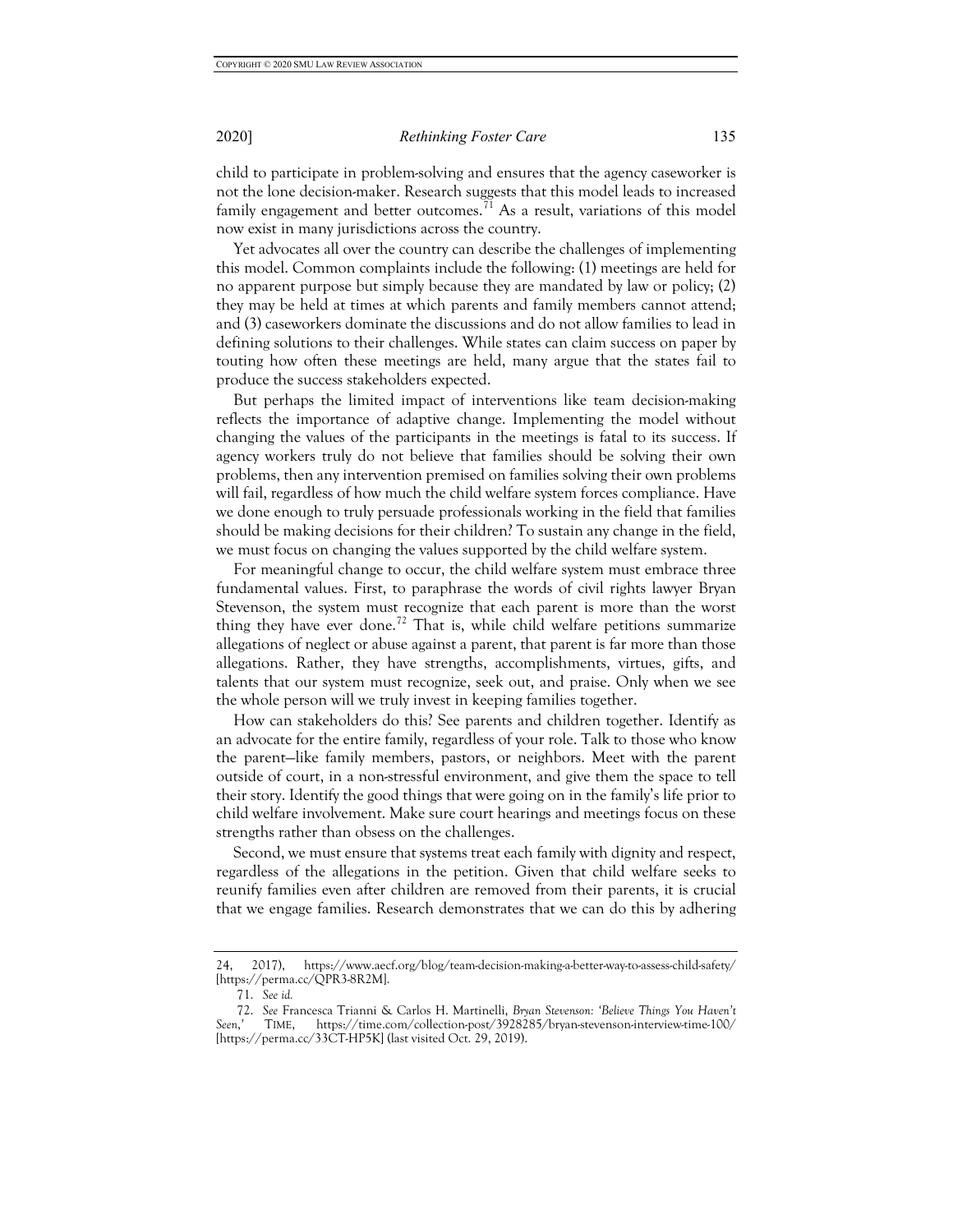child to participate in problem-solving and ensures that the agency caseworker is not the lone decision-maker. Research suggests that this model leads to increased family engagement and better outcomes.[71] As a result, variations of this model now exist in many jurisdictions across the country.

Yet advocates all over the country can describe the challenges of implementing this model. Common complaints include the following: (1) meetings are held for no apparent purpose but simply because they are mandated by law or policy; (2) they may be held at times at which parents and family members cannot attend; and (3) caseworkers dominate the discussions and do not allow families to lead in defining solutions to their challenges. While states can claim success on paper by touting how often these meetings are held, many argue that the states fail to produce the success stakeholders expected.

But perhaps the limited impact of interventions like team decision-making reflects the importance of adaptive change. Implementing the model without changing the values of the participants in the meetings is fatal to its success. If agency workers truly do not believe that families should be solving their own problems, then any intervention premised on families solving their own problems will fail, regardless of how much the child welfare system forces compliance. Have we done enough to truly persuade professionals working in the field that families should be making decisions for their children? To sustain any change in the field, we must focus on changing the values supported by the child welfare system.

For meaningful change to occur, the child welfare system must embrace three fundamental values. First, to paraphrase the words of civil rights lawyer Bryan Stevenson, the system must recognize that each parent is more than the worst thing they have ever done.[72] That is, while child welfare petitions summarize allegations of neglect or abuse against a parent, that parent is far more than those allegations. Rather, they have strengths, accomplishments, virtues, gifts, and talents that our system must recognize, seek out, and praise. Only when we see the whole person will we truly invest in keeping families together.

How can stakeholders do this? See parents and children together. Identify as an advocate for the entire family, regardless of your role. Talk to those who know the parent—like family members, pastors, or neighbors. Meet with the parent outside of court, in a non-stressful environment, and give them the space to tell their story. Identify the good things that were going on in the family's life prior to child welfare involvement. Make sure court hearings and meetings focus on these strengths rather than obsess on the challenges.

Second, we must ensure that systems treat each family with dignity and respect, regardless of the allegations in the petition. Given that child welfare seeks to reunify families even after children are removed from their parents, it is crucial that we engage families. Research demonstrates that we can do this by adhering

---

24, 2017), https://www.aecf.org/blog/team-decision-making-a-better-way-to-assess-child-safety/ [https://perma.cc/QPR3-8R2M].

71. *See id.*

72. *See* Francesca Trianni & Carlos H. Martinelli, *Bryan Stevenson: 'Believe Things You Haven't Seen,'* TIME, https://time.com/collection-post/3928285/bryan-stevenson-interview-time-100/ [https://perma.cc/33CT-HP5K] (last visited Oct. 29, 2019).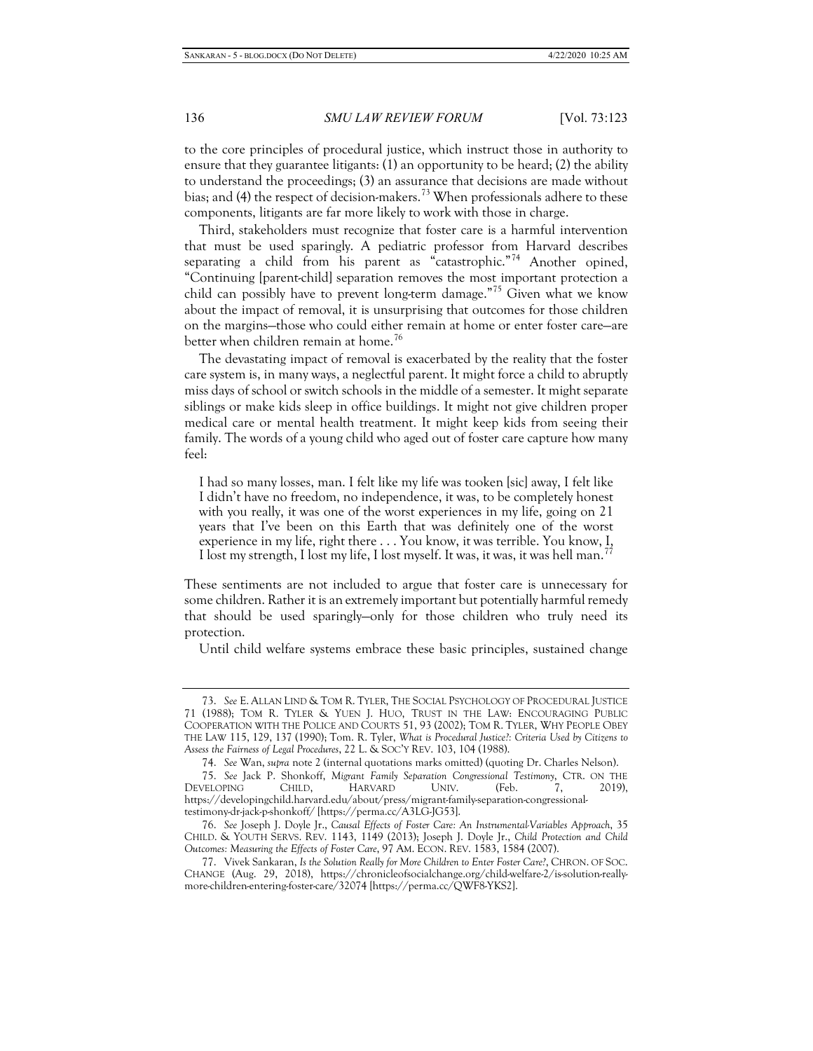to the core principles of procedural justice, which instruct those in authority to ensure that they guarantee litigants: (1) an opportunity to be heard; (2) the ability to understand the proceedings; (3) an assurance that decisions are made without bias; and (4) the respect of decision-makers.[73] When professionals adhere to these components, litigants are far more likely to work with those in charge.

Third, stakeholders must recognize that foster care is a harmful intervention that must be used sparingly. A pediatric professor from Harvard describes separating a child from his parent as "catastrophic."[74] Another opined, "Continuing [parent-child] separation removes the most important protection a child can possibly have to prevent long-term damage."[75] Given what we know about the impact of removal, it is unsurprising that outcomes for those children on the margins—those who could either remain at home or enter foster care—are better when children remain at home.[76]

The devastating impact of removal is exacerbated by the reality that the foster care system is, in many ways, a neglectful parent. It might force a child to abruptly miss days of school or switch schools in the middle of a semester. It might separate siblings or make kids sleep in office buildings. It might not give children proper medical care or mental health treatment. It might keep kids from seeing their family. The words of a young child who aged out of foster care capture how many feel:

> I had so many losses, man. I felt like my life was tooken [sic] away, I felt like I didn't have no freedom, no independence, it was, to be completely honest with you really, it was one of the worst experiences in my life, going on 21 years that I've been on this Earth that was definitely one of the worst experience in my life, right there . . . You know, it was terrible. You know, I, I lost my strength, I lost my life, I lost myself. It was, it was, it was hell man.[77]

These sentiments are not included to argue that foster care is unnecessary for some children. Rather it is an extremely important but potentially harmful remedy that should be used sparingly—only for those children who truly need its protection.

Until child welfare systems embrace these basic principles, sustained change

---

73. *See* E. Allan Lind & Tom R. Tyler, The Social Psychology of Procedural Justice 71 (1988); Tom R. Tyler & Yuen J. Huo, Trust in the Law: Encouraging Public Cooperation with the Police and Courts 51, 93 (2002); Tom R. Tyler, Why People Obey the Law 115, 129, 137 (1990); Tom. R. Tyler, *What is Procedural Justice?: Criteria Used by Citizens to Assess the Fairness of Legal Procedures*, 22 L. & Soc'y Rev. 103, 104 (1988).

74. *See* Wan, *supra* note 2 (internal quotations marks omitted) (quoting Dr. Charles Nelson).

75. *See* Jack P. Shonkoff, *Migrant Family Separation Congressional Testimony*, Ctr. on the Developing Child, Harvard Univ. (Feb. 7, 2019), https://developingchild.harvard.edu/about/press/migrant-family-separation-congressional-testimony-dr-jack-p-shonkoff/ [https://perma.cc/A3LG-JG53].

76. *See* Joseph J. Doyle Jr., *Causal Effects of Foster Care: An Instrumental-Variables Approach*, 35 Child. & Youth Servs. Rev. 1143, 1149 (2013); Joseph J. Doyle Jr., *Child Protection and Child Outcomes: Measuring the Effects of Foster Care*, 97 Am. Econ. Rev. 1583, 1584 (2007).

77. Vivek Sankaran, *Is the Solution Really for More Children to Enter Foster Care?*, Chron. of Soc. Change (Aug. 29, 2018), https://chronicleofsocialchange.org/child-welfare-2/is-solution-really-more-children-entering-foster-care/32074 [https://perma.cc/QWF8-YKS2].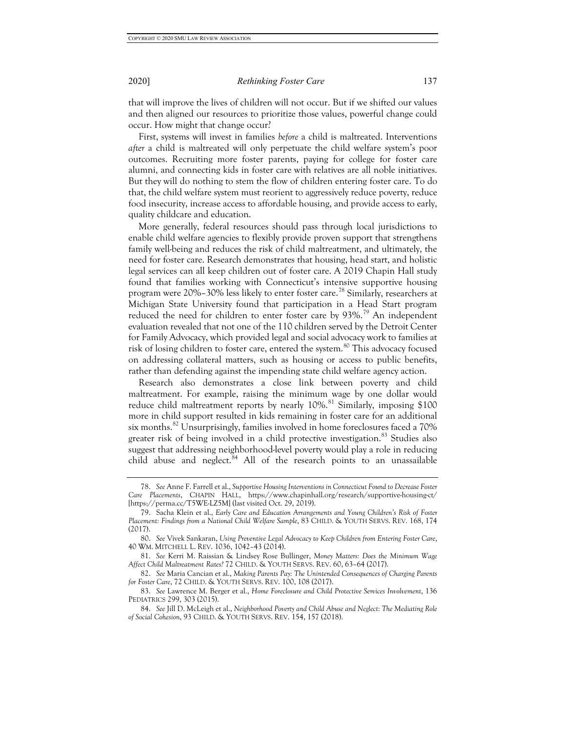that will improve the lives of children will not occur. But if we shifted our values and then aligned our resources to prioritize those values, powerful change could occur. How might that change occur?

First, systems will invest in families *before* a child is maltreated. Interventions *after* a child is maltreated will only perpetuate the child welfare system's poor outcomes. Recruiting more foster parents, paying for college for foster care alumni, and connecting kids in foster care with relatives are all noble initiatives. But they will do nothing to stem the flow of children entering foster care. To do that, the child welfare system must reorient to aggressively reduce poverty, reduce food insecurity, increase access to affordable housing, and provide access to early, quality childcare and education.

More generally, federal resources should pass through local jurisdictions to enable child welfare agencies to flexibly provide proven support that strengthens family well-being and reduces the risk of child maltreatment, and ultimately, the need for foster care. Research demonstrates that housing, head start, and holistic legal services can all keep children out of foster care. A 2019 Chapin Hall study found that families working with Connecticut's intensive supportive housing program were 20%–30% less likely to enter foster care.[78] Similarly, researchers at Michigan State University found that participation in a Head Start program reduced the need for children to enter foster care by 93%.[79] An independent evaluation revealed that not one of the 110 children served by the Detroit Center for Family Advocacy, which provided legal and social advocacy work to families at risk of losing children to foster care, entered the system.[80] This advocacy focused on addressing collateral matters, such as housing or access to public benefits, rather than defending against the impending state child welfare agency action.

Research also demonstrates a close link between poverty and child maltreatment. For example, raising the minimum wage by one dollar would reduce child maltreatment reports by nearly 10%.[81] Similarly, imposing $100 more in child support resulted in kids remaining in foster care for an additional six months.[82] Unsurprisingly, families involved in home foreclosures faced a 70% greater risk of being involved in a child protective investigation.[83] Studies also suggest that addressing neighborhood-level poverty would play a role in reducing child abuse and neglect.[84] All of the research points to an unassailable

---

78. *See* Anne F. Farrell et al., *Supportive Housing Interventions in Connecticut Found to Decrease Foster Care Placements*, CHAPIN HALL, https://www.chapinhall.org/research/supportive-housing-ct/ [https://perma.cc/T5WE-LZ5M] (last visited Oct. 29, 2019).

79. Sacha Klein et al., *Early Care and Education Arrangements and Young Children's Risk of Foster Placement: Findings from a National Child Welfare Sample*, 83 CHILD. & YOUTH SERVS. REV. 168, 174 (2017).

80. *See* Vivek Sankaran, *Using Preventive Legal Advocacy to Keep Children from Entering Foster Care*, 40 WM. MITCHELL L. REV. 1036, 1042–43 (2014).

81. *See* Kerri M. Raissian & Lindsey Rose Bullinger, *Money Matters: Does the Minimum Wage Affect Child Maltreatment Rates?* 72 CHILD. & YOUTH SERVS. REV. 60, 63–64 (2017).

82. *See* Maria Cancian et al., *Making Parents Pay: The Unintended Consequences of Charging Parents for Foster Care*, 72 CHILD. & YOUTH SERVS. REV. 100, 108 (2017).

83. *See* Lawrence M. Berger et al., *Home Foreclosure and Child Protective Services Involvement*, 136 PEDIATRICS 299, 303 (2015).

84. *See* Jill D. McLeigh et al., *Neighborhood Poverty and Child Abuse and Neglect: The Mediating Role of Social Cohesion*, 93 CHILD. & YOUTH SERVS. REV. 154, 157 (2018).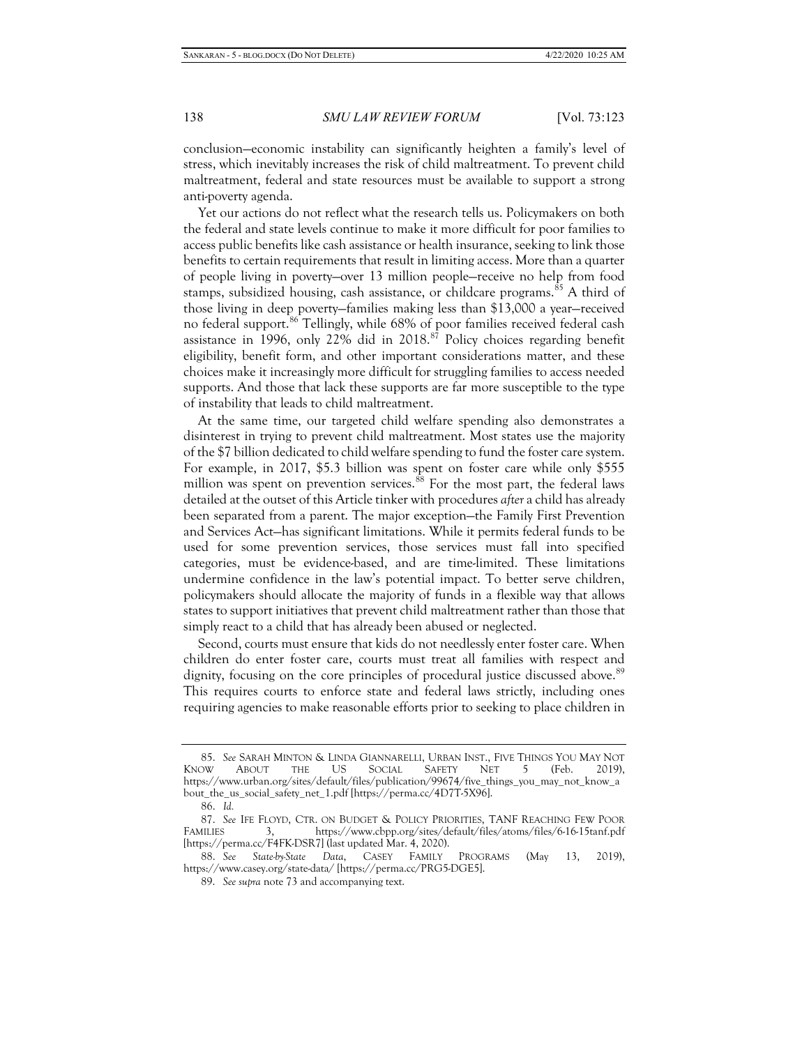conclusion—economic instability can significantly heighten a family's level of stress, which inevitably increases the risk of child maltreatment. To prevent child maltreatment, federal and state resources must be available to support a strong anti-poverty agenda.

Yet our actions do not reflect what the research tells us. Policymakers on both the federal and state levels continue to make it more difficult for poor families to access public benefits like cash assistance or health insurance, seeking to link those benefits to certain requirements that result in limiting access. More than a quarter of people living in poverty—over 13 million people—receive no help from food stamps, subsidized housing, cash assistance, or childcare programs.[85] A third of those living in deep poverty—families making less than $13,000 a year—received no federal support.[86] Tellingly, while 68% of poor families received federal cash assistance in 1996, only 22% did in 2018.[87] Policy choices regarding benefit eligibility, benefit form, and other important considerations matter, and these choices make it increasingly more difficult for struggling families to access needed supports. And those that lack these supports are far more susceptible to the type of instability that leads to child maltreatment.

At the same time, our targeted child welfare spending also demonstrates a disinterest in trying to prevent child maltreatment. Most states use the majority of the $7 billion dedicated to child welfare spending to fund the foster care system. For example, in 2017, $5.3 billion was spent on foster care while only $555 million was spent on prevention services.[88] For the most part, the federal laws detailed at the outset of this Article tinker with procedures *after* a child has already been separated from a parent. The major exception—the Family First Prevention and Services Act—has significant limitations. While it permits federal funds to be used for some prevention services, those services must fall into specified categories, must be evidence-based, and are time-limited. These limitations undermine confidence in the law's potential impact. To better serve children, policymakers should allocate the majority of funds in a flexible way that allows states to support initiatives that prevent child maltreatment rather than those that simply react to a child that has already been abused or neglected.

Second, courts must ensure that kids do not needlessly enter foster care. When children do enter foster care, courts must treat all families with respect and dignity, focusing on the core principles of procedural justice discussed above.[89] This requires courts to enforce state and federal laws strictly, including ones requiring agencies to make reasonable efforts prior to seeking to place children in

---

85. *See* SARAH MINTON & LINDA GIANNARELLI, URBAN INST., FIVE THINGS YOU MAY NOT KNOW ABOUT THE US SOCIAL SAFETY NET 5 (Feb. 2019), https://www.urban.org/sites/default/files/publication/99674/five_things_you_may_not_know_about_the_us_social_safety_net_1.pdf [https://perma.cc/4D7T-5X96].

86. *Id.*

87. *See* IFE FLOYD, CTR. ON BUDGET & POLICY PRIORITIES, TANF REACHING FEW POOR FAMILIES 3, https://www.cbpp.org/sites/default/files/atoms/files/6-16-15tanf.pdf [https://perma.cc/F4FK-DSR7] (last updated Mar. 4, 2020).

88. *See State-by-State Data*, CASEY FAMILY PROGRAMS (May 13, 2019), https://www.casey.org/state-data/ [https://perma.cc/PRG5-DGE5].

89. *See supra* note 73 and accompanying text.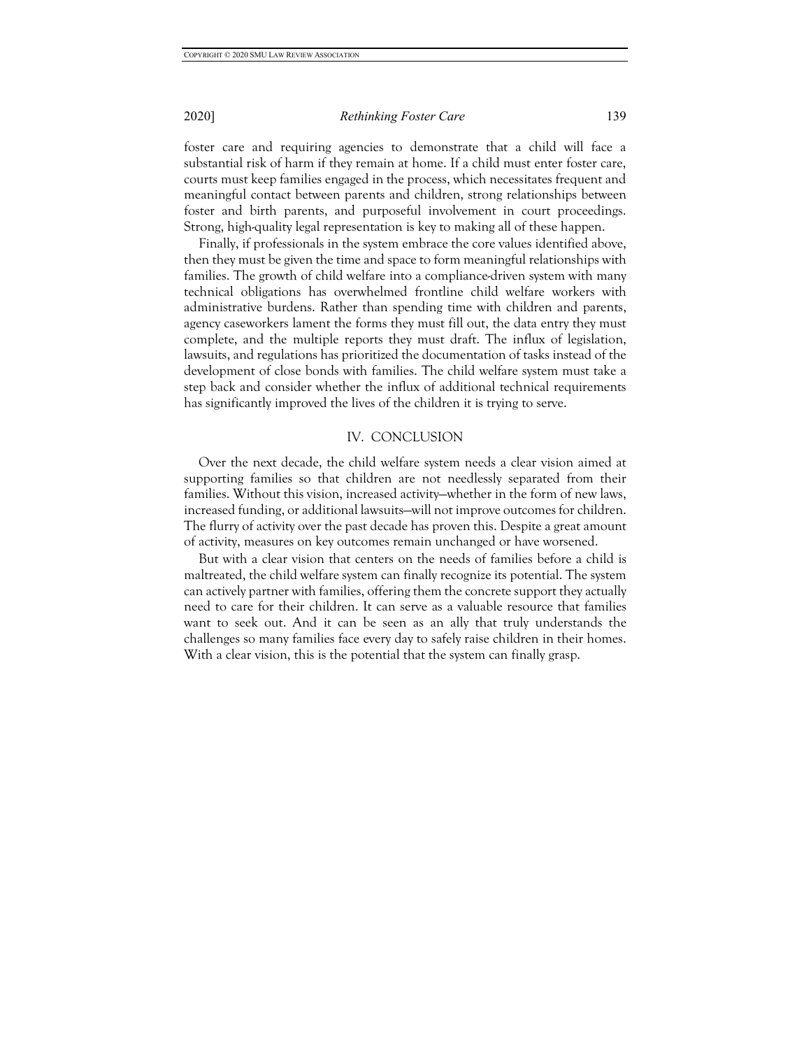foster care and requiring agencies to demonstrate that a child will face a substantial risk of harm if they remain at home. If a child must enter foster care, courts must keep families engaged in the process, which necessitates frequent and meaningful contact between parents and children, strong relationships between foster and birth parents, and purposeful involvement in court proceedings. Strong, high-quality legal representation is key to making all of these happen.

Finally, if professionals in the system embrace the core values identified above, then they must be given the time and space to form meaningful relationships with families. The growth of child welfare into a compliance-driven system with many technical obligations has overwhelmed frontline child welfare workers with administrative burdens. Rather than spending time with children and parents, agency caseworkers lament the forms they must fill out, the data entry they must complete, and the multiple reports they must draft. The influx of legislation, lawsuits, and regulations has prioritized the documentation of tasks instead of the development of close bonds with families. The child welfare system must take a step back and consider whether the influx of additional technical requirements has significantly improved the lives of the children it is trying to serve.

## IV. CONCLUSION

Over the next decade, the child welfare system needs a clear vision aimed at supporting families so that children are not needlessly separated from their families. Without this vision, increased activity—whether in the form of new laws, increased funding, or additional lawsuits—will not improve outcomes for children. The flurry of activity over the past decade has proven this. Despite a great amount of activity, measures on key outcomes remain unchanged or have worsened.

But with a clear vision that centers on the needs of families before a child is maltreated, the child welfare system can finally recognize its potential. The system can actively partner with families, offering them the concrete support they actually need to care for their children. It can serve as a valuable resource that families want to seek out. And it can be seen as an ally that truly understands the challenges so many families face every day to safely raise children in their homes. With a clear vision, this is the potential that the system can finally grasp.